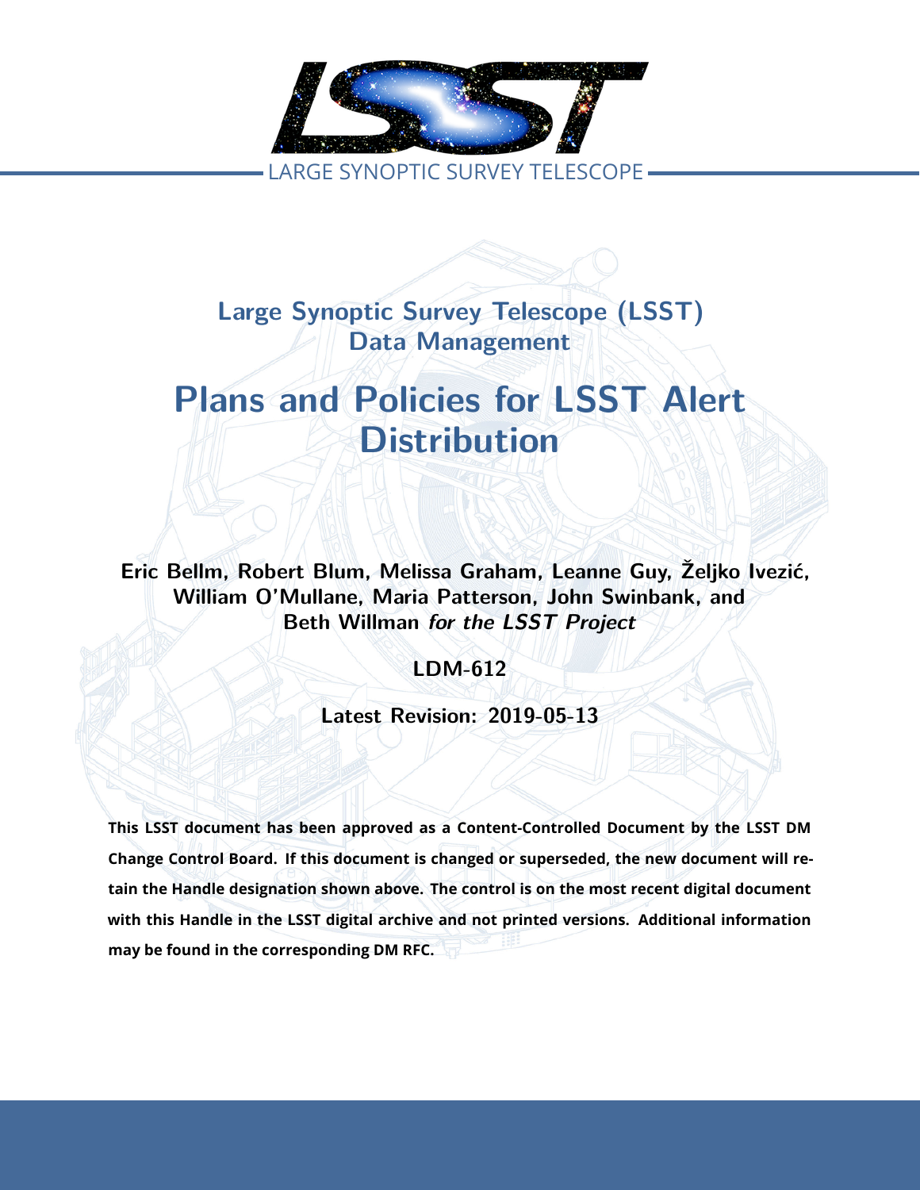LARGE SYNOPTIC SURVEY TELESCOPE

# Large Synoptic Survey Telescope (LSST) Data Management

# Plans and Policies for LSST Alert Distribution

**Eric Bellm, Robert Blum, Melissa Graham, Leanne Guy, Željko Ivezić, William O'Mullane, Maria Patterson, John Swinbank, and Beth Willman *for the LSST Project***

**LDM-612**

**Latest Revision: 2019-05-13**

**This LSST document has been approved as a Content-Controlled Document by the LSST DM Change Control Board. If this document is changed or superseded, the new document will retain the Handle designation shown above. The control is on the most recent digital document with this Handle in the LSST digital archive and not printed versions. Additional information may be found in the corresponding DM RFC.**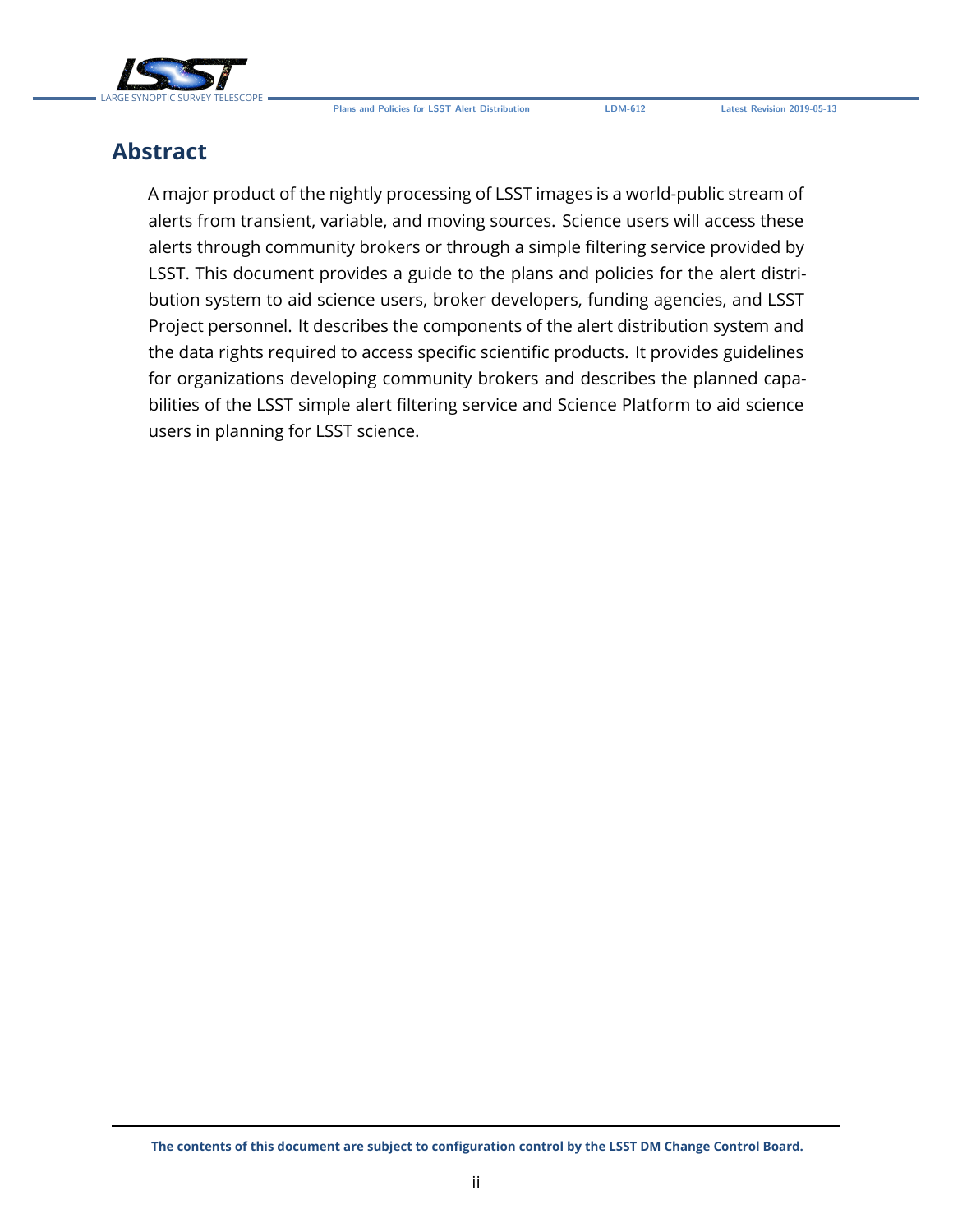# Abstract

A major product of the nightly processing of LSST images is a world-public stream of alerts from transient, variable, and moving sources. Science users will access these alerts through community brokers or through a simple filtering service provided by LSST. This document provides a guide to the plans and policies for the alert distribution system to aid science users, broker developers, funding agencies, and LSST Project personnel. It describes the components of the alert distribution system and the data rights required to access specific scientific products. It provides guidelines for organizations developing community brokers and describes the planned capabilities of the LSST simple alert filtering service and Science Platform to aid science users in planning for LSST science.

**The contents of this document are subject to configuration control by the LSST DM Change Control Board.**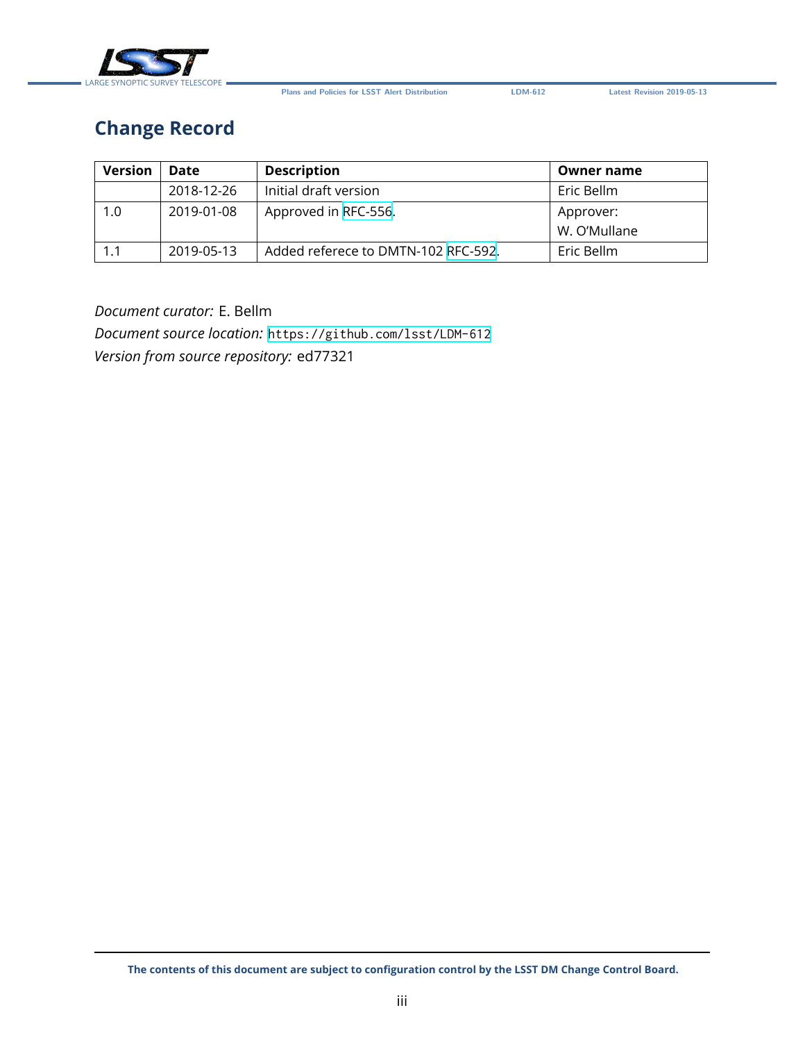## Change Record

| Version | Date | Description | Owner name |
|---|---|---|---|
| | 2018-12-26 | Initial draft version | Eric Bellm |
| 1.0 | 2019-01-08 | Approved in RFC-556. | Approver: W. O'Mullane |
| 1.1 | 2019-05-13 | Added referece to DMTN-102 RFC-592. | Eric Bellm |

*Document curator:* E. Bellm
*Document source location:* `https://github.com/lsst/LDM-612`
*Version from source repository:* ed77321

**The contents of this document are subject to configuration control by the LSST DM Change Control Board.**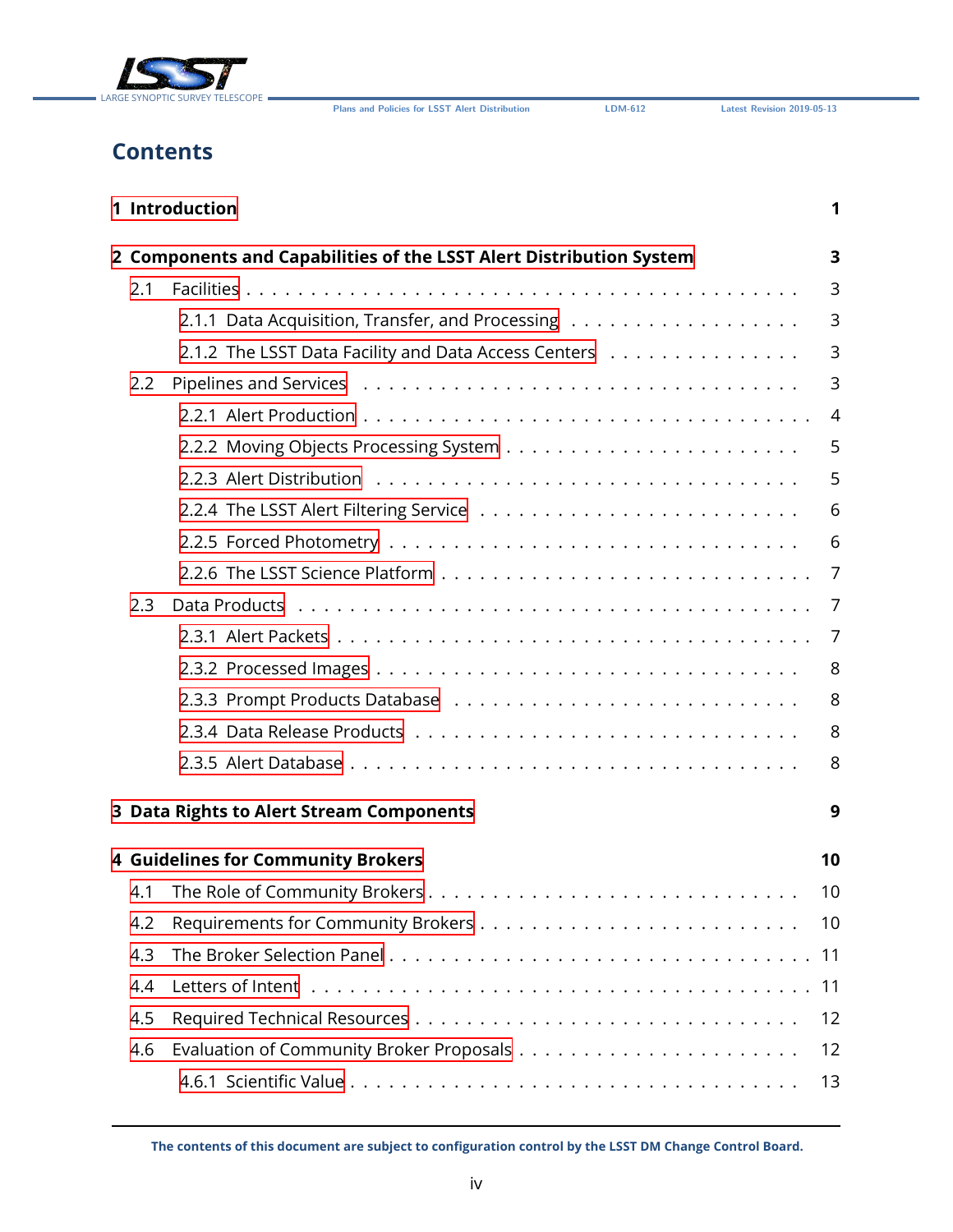# Contents

1 Introduction 1

2 Components and Capabilities of the LSST Alert Distribution System 3

- 2.1 Facilities 3
  - 2.1.1 Data Acquisition, Transfer, and Processing 3
  - 2.1.2 The LSST Data Facility and Data Access Centers 3
- 2.2 Pipelines and Services 3
  - 2.2.1 Alert Production 4
  - 2.2.2 Moving Objects Processing System 5
  - 2.2.3 Alert Distribution 5
  - 2.2.4 The LSST Alert Filtering Service 6
  - 2.2.5 Forced Photometry 6
  - 2.2.6 The LSST Science Platform 7
- 2.3 Data Products 7
  - 2.3.1 Alert Packets 7
  - 2.3.2 Processed Images 8
  - 2.3.3 Prompt Products Database 8
  - 2.3.4 Data Release Products 8
  - 2.3.5 Alert Database 8

3 Data Rights to Alert Stream Components 9

4 Guidelines for Community Brokers 10

- 4.1 The Role of Community Brokers 10
- 4.2 Requirements for Community Brokers 10
- 4.3 The Broker Selection Panel 11
- 4.4 Letters of Intent 11
- 4.5 Required Technical Resources 12
- 4.6 Evaluation of Community Broker Proposals 12
  - 4.6.1 Scientific Value 13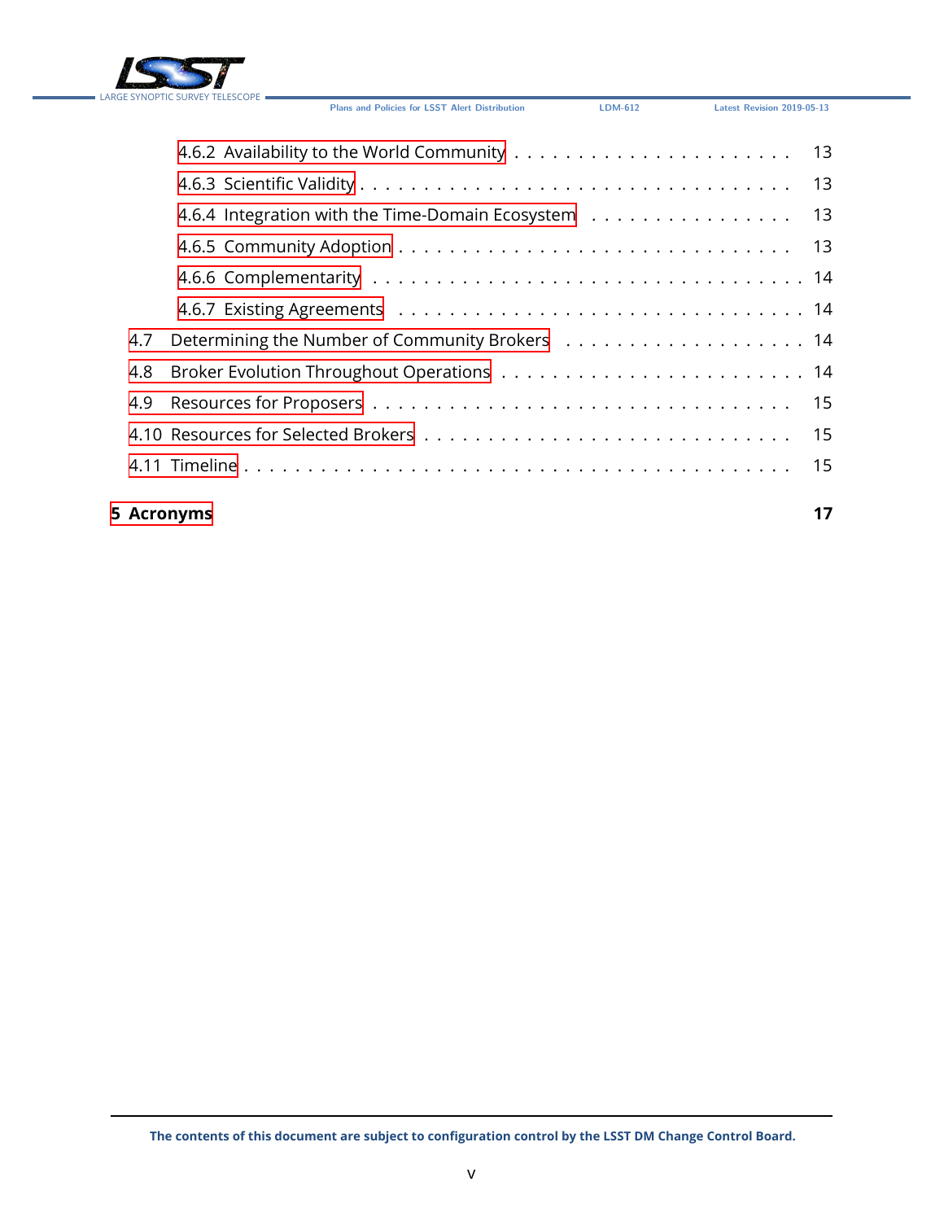4.6.2 Availability to the World Community . . . . . . . . . . . . . . . . . . . . . 13

4.6.3 Scientific Validity . . . . . . . . . . . . . . . . . . . . . . . . . . . . . . . . 13

4.6.4 Integration with the Time-Domain Ecosystem . . . . . . . . . . . . . . . 13

4.6.5 Community Adoption . . . . . . . . . . . . . . . . . . . . . . . . . . . . . 13

4.6.6 Complementarity . . . . . . . . . . . . . . . . . . . . . . . . . . . . . . . 14

4.6.7 Existing Agreements . . . . . . . . . . . . . . . . . . . . . . . . . . . . . 14

4.7 Determining the Number of Community Brokers . . . . . . . . . . . . . . . . . . 14

4.8 Broker Evolution Throughout Operations . . . . . . . . . . . . . . . . . . . . . . 14

4.9 Resources for Proposers . . . . . . . . . . . . . . . . . . . . . . . . . . . . . . . 15

4.10 Resources for Selected Brokers . . . . . . . . . . . . . . . . . . . . . . . . . . . 15

4.11 Timeline . . . . . . . . . . . . . . . . . . . . . . . . . . . . . . . . . . . . . . 15

**5 Acronyms** **17**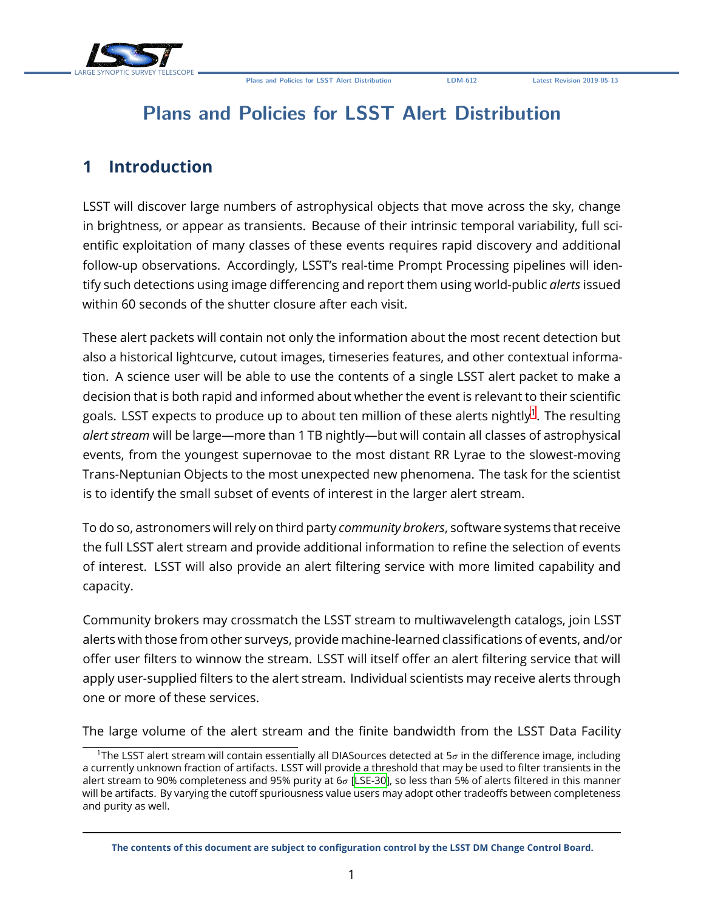# Plans and Policies for LSST Alert Distribution

## 1 Introduction

LSST will discover large numbers of astrophysical objects that move across the sky, change in brightness, or appear as transients. Because of their intrinsic temporal variability, full scientific exploitation of many classes of these events requires rapid discovery and additional follow-up observations. Accordingly, LSST's real-time Prompt Processing pipelines will identify such detections using image differencing and report them using world-public *alerts* issued within 60 seconds of the shutter closure after each visit.

These alert packets will contain not only the information about the most recent detection but also a historical lightcurve, cutout images, timeseries features, and other contextual information. A science user will be able to use the contents of a single LSST alert packet to make a decision that is both rapid and informed about whether the event is relevant to their scientific goals. LSST expects to produce up to about ten million of these alerts nightly[1]. The resulting *alert stream* will be large—more than 1 TB nightly—but will contain all classes of astrophysical events, from the youngest supernovae to the most distant RR Lyrae to the slowest-moving Trans-Neptunian Objects to the most unexpected new phenomena. The task for the scientist is to identify the small subset of events of interest in the larger alert stream.

To do so, astronomers will rely on third party *community brokers*, software systems that receive the full LSST alert stream and provide additional information to refine the selection of events of interest. LSST will also provide an alert filtering service with more limited capability and capacity.

Community brokers may crossmatch the LSST stream to multiwavelength catalogs, join LSST alerts with those from other surveys, provide machine-learned classifications of events, and/or offer user filters to winnow the stream. LSST will itself offer an alert filtering service that will apply user-supplied filters to the alert stream. Individual scientists may receive alerts through one or more of these services.

The large volume of the alert stream and the finite bandwidth from the LSST Data Facility

[1] The LSST alert stream will contain essentially all DIASources detected at $5\sigma$ in the difference image, including a currently unknown fraction of artifacts. LSST will provide a threshold that may be used to filter transients in the alert stream to 90% completeness and 95% purity at $6\sigma$ [LSE-30], so less than 5% of alerts filtered in this manner will be artifacts. By varying the cutoff spuriousness value users may adopt other tradeoffs between completeness and purity as well.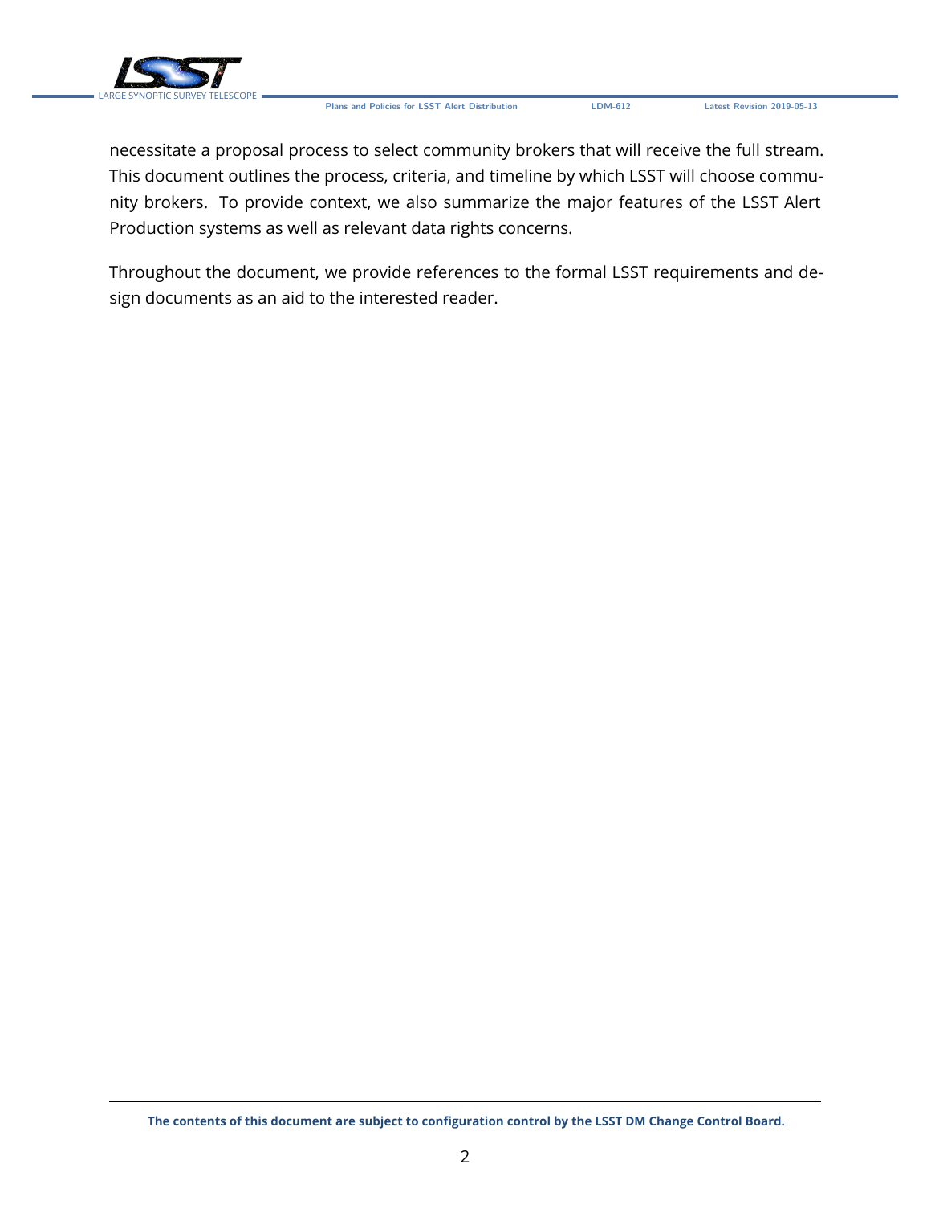necessitate a proposal process to select community brokers that will receive the full stream. This document outlines the process, criteria, and timeline by which LSST will choose community brokers. To provide context, we also summarize the major features of the LSST Alert Production systems as well as relevant data rights concerns.

Throughout the document, we provide references to the formal LSST requirements and design documents as an aid to the interested reader.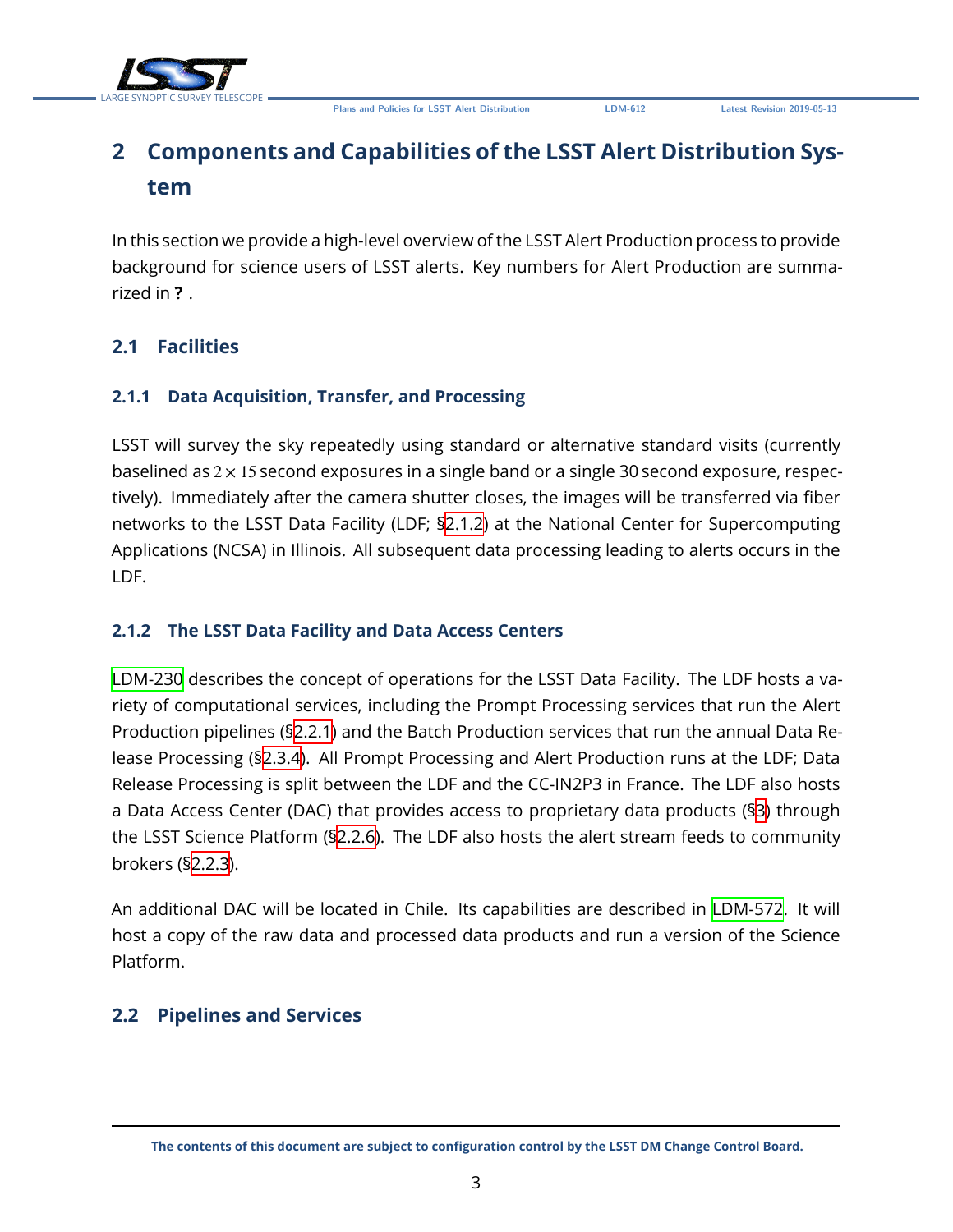# 2 Components and Capabilities of the LSST Alert Distribution System

In this section we provide a high-level overview of the LSST Alert Production process to provide background for science users of LSST alerts. Key numbers for Alert Production are summarized in **?** .

## 2.1 Facilities

### 2.1.1 Data Acquisition, Transfer, and Processing

LSST will survey the sky repeatedly using standard or alternative standard visits (currently baselined as $2 \times 15$ second exposures in a single band or a single 30 second exposure, respectively). Immediately after the camera shutter closes, the images will be transferred via fiber networks to the LSST Data Facility (LDF; §2.1.2) at the National Center for Supercomputing Applications (NCSA) in Illinois. All subsequent data processing leading to alerts occurs in the LDF.

### 2.1.2 The LSST Data Facility and Data Access Centers

LDM-230 describes the concept of operations for the LSST Data Facility. The LDF hosts a variety of computational services, including the Prompt Processing services that run the Alert Production pipelines (§2.2.1) and the Batch Production services that run the annual Data Release Processing (§2.3.4). All Prompt Processing and Alert Production runs at the LDF; Data Release Processing is split between the LDF and the CC-IN2P3 in France. The LDF also hosts a Data Access Center (DAC) that provides access to proprietary data products (§3) through the LSST Science Platform (§2.2.6). The LDF also hosts the alert stream feeds to community brokers (§2.2.3).

An additional DAC will be located in Chile. Its capabilities are described in LDM-572. It will host a copy of the raw data and processed data products and run a version of the Science Platform.

## 2.2 Pipelines and Services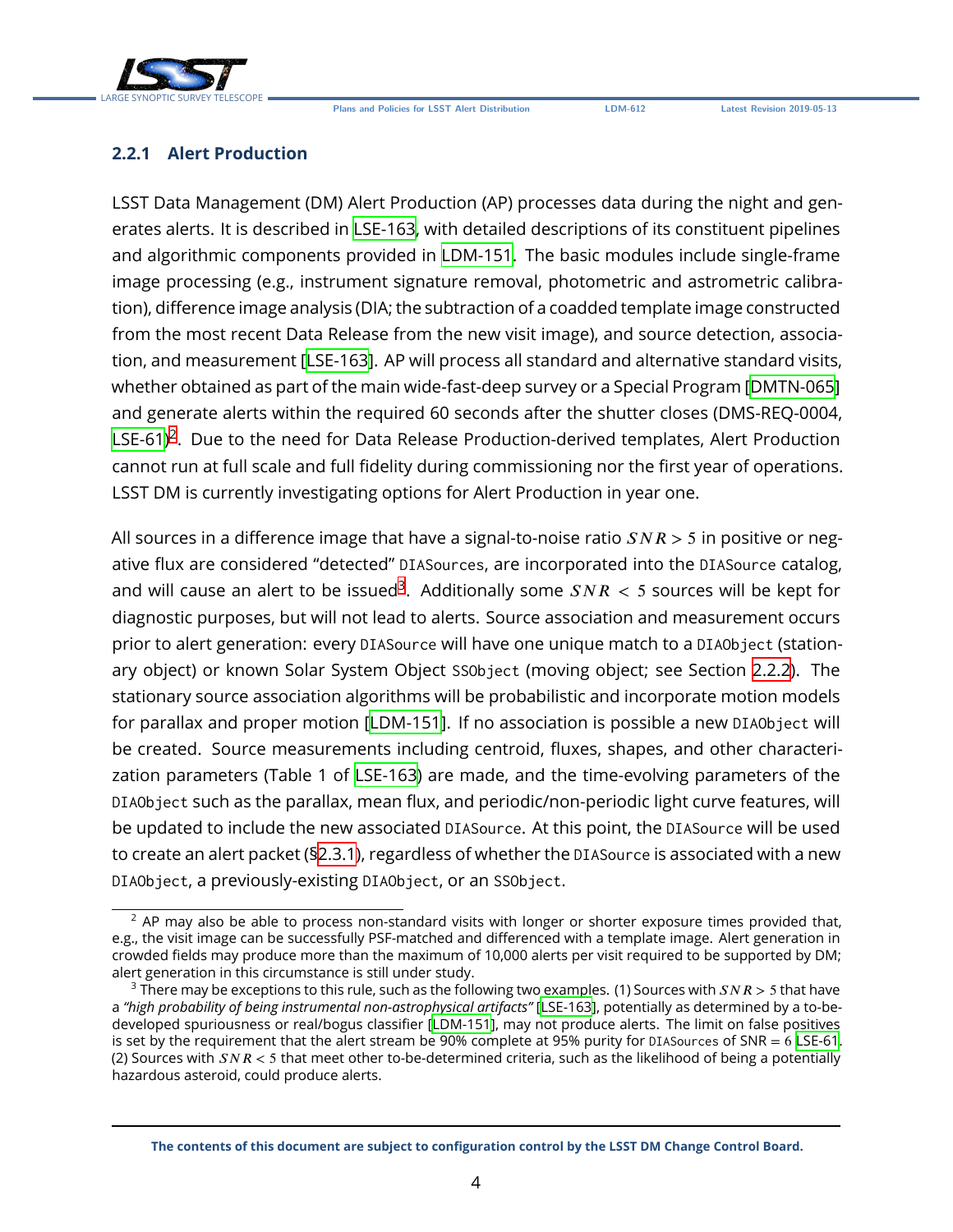### 2.2.1 Alert Production

LSST Data Management (DM) Alert Production (AP) processes data during the night and generates alerts. It is described in LSE-163, with detailed descriptions of its constituent pipelines and algorithmic components provided in LDM-151. The basic modules include single-frame image processing (e.g., instrument signature removal, photometric and astrometric calibration), difference image analysis (DIA; the subtraction of a coadded template image constructed from the most recent Data Release from the new visit image), and source detection, association, and measurement [LSE-163]. AP will process all standard and alternative standard visits, whether obtained as part of the main wide-fast-deep survey or a Special Program [DMTN-065] and generate alerts within the required 60 seconds after the shutter closes (DMS-REQ-0004, LSE-61)[2]. Due to the need for Data Release Production-derived templates, Alert Production cannot run at full scale and full fidelity during commissioning nor the first year of operations. LSST DM is currently investigating options for Alert Production in year one.

All sources in a difference image that have a signal-to-noise ratio $SNR > 5$ in positive or negative flux are considered "detected" DIASources, are incorporated into the DIASource catalog, and will cause an alert to be issued[3]. Additionally some $SNR < 5$ sources will be kept for diagnostic purposes, but will not lead to alerts. Source association and measurement occurs prior to alert generation: every DIASource will have one unique match to a DIAObject (stationary object) or known Solar System Object SSObject (moving object; see Section 2.2.2). The stationary source association algorithms will be probabilistic and incorporate motion models for parallax and proper motion [LDM-151]. If no association is possible a new DIAObject will be created. Source measurements including centroid, fluxes, shapes, and other characterization parameters (Table 1 of LSE-163) are made, and the time-evolving parameters of the DIAObject such as the parallax, mean flux, and periodic/non-periodic light curve features, will be updated to include the new associated DIASource. At this point, the DIASource will be used to create an alert packet (§2.3.1), regardless of whether the DIASource is associated with a new DIAObject, a previously-existing DIAObject, or an SSObject.

---

[2] AP may also be able to process non-standard visits with longer or shorter exposure times provided that, e.g., the visit image can be successfully PSF-matched and differenced with a template image. Alert generation in crowded fields may produce more than the maximum of 10,000 alerts per visit required to be supported by DM; alert generation in this circumstance is still under study.

[3] There may be exceptions to this rule, such as the following two examples. (1) Sources with $SNR > 5$ that have a *"high probability of being instrumental non-astrophysical artifacts"* [LSE-163], potentially as determined by a to-be-developed spuriousness or real/bogus classifier [LDM-151], may not produce alerts. The limit on false positives is set by the requirement that the alert stream be 90% complete at 95% purity for DIASources of SNR $= 6$ LSE-61. (2) Sources with $SNR < 5$ that meet other to-be-determined criteria, such as the likelihood of being a potentially hazardous asteroid, could produce alerts.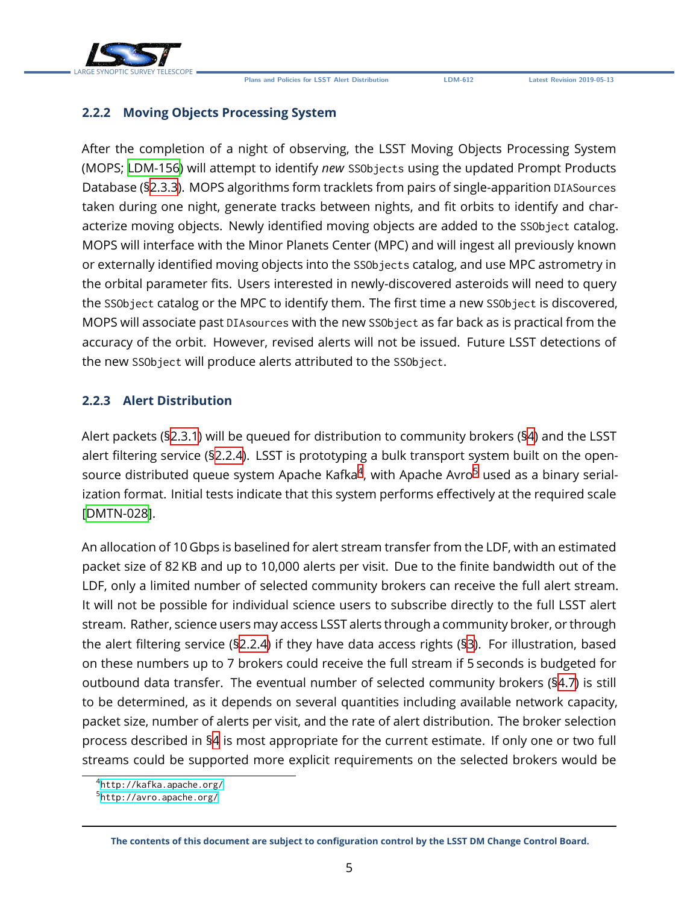### 2.2.2 Moving Objects Processing System

After the completion of a night of observing, the LSST Moving Objects Processing System (MOPS; LDM-156) will attempt to identify *new* `SSObjects` using the updated Prompt Products Database (§2.3.3). MOPS algorithms form tracklets from pairs of single-apparition `DIASources` taken during one night, generate tracks between nights, and fit orbits to identify and characterize moving objects. Newly identified moving objects are added to the `SSObject` catalog. MOPS will interface with the Minor Planets Center (MPC) and will ingest all previously known or externally identified moving objects into the `SSObjects` catalog, and use MPC astrometry in the orbital parameter fits. Users interested in newly-discovered asteroids will need to query the `SSObject` catalog or the MPC to identify them. The first time a new `SSObject` is discovered, MOPS will associate past `DIAsources` with the new `SSObject` as far back as is practical from the accuracy of the orbit. However, revised alerts will not be issued. Future LSST detections of the new `SSObject` will produce alerts attributed to the `SSObject`.

### 2.2.3 Alert Distribution

Alert packets (§2.3.1) will be queued for distribution to community brokers (§4) and the LSST alert filtering service (§2.2.4). LSST is prototyping a bulk transport system built on the open-source distributed queue system Apache Kafka[4], with Apache Avro[5] used as a binary serialization format. Initial tests indicate that this system performs effectively at the required scale [DMTN-028].

An allocation of 10 Gbps is baselined for alert stream transfer from the LDF, with an estimated packet size of 82 KB and up to 10,000 alerts per visit. Due to the finite bandwidth out of the LDF, only a limited number of selected community brokers can receive the full alert stream. It will not be possible for individual science users to subscribe directly to the full LSST alert stream. Rather, science users may access LSST alerts through a community broker, or through the alert filtering service (§2.2.4) if they have data access rights (§3). For illustration, based on these numbers up to 7 brokers could receive the full stream if 5 seconds is budgeted for outbound data transfer. The eventual number of selected community brokers (§4.7) is still to be determined, as it depends on several quantities including available network capacity, packet size, number of alerts per visit, and the rate of alert distribution. The broker selection process described in §4 is most appropriate for the current estimate. If only one or two full streams could be supported more explicit requirements on the selected brokers would be

[4] http://kafka.apache.org/

[5] http://avro.apache.org/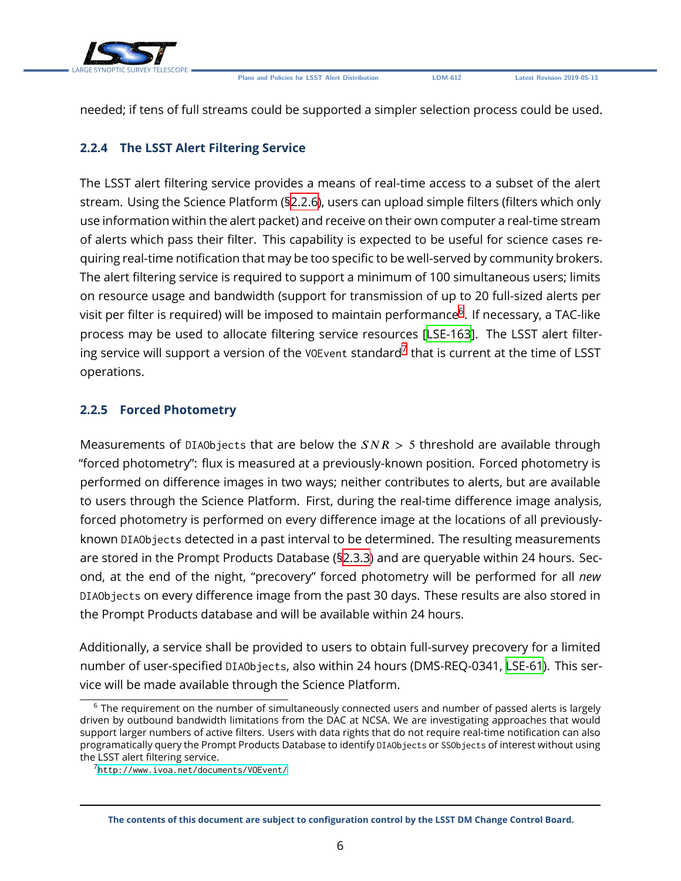needed; if tens of full streams could be supported a simpler selection process could be used.

### 2.2.4 The LSST Alert Filtering Service

The LSST alert filtering service provides a means of real-time access to a subset of the alert stream. Using the Science Platform (§2.2.6), users can upload simple filters (filters which only use information within the alert packet) and receive on their own computer a real-time stream of alerts which pass their filter. This capability is expected to be useful for science cases requiring real-time notification that may be too specific to be well-served by community brokers. The alert filtering service is required to support a minimum of 100 simultaneous users; limits on resource usage and bandwidth (support for transmission of up to 20 full-sized alerts per visit per filter is required) will be imposed to maintain performance[6]. If necessary, a TAC-like process may be used to allocate filtering service resources [LSE-163]. The LSST alert filtering service will support a version of the `VOEvent` standard[7] that is current at the time of LSST operations.

### 2.2.5 Forced Photometry

Measurements of `DIAObjects` that are below the $SNR > 5$ threshold are available through "forced photometry": flux is measured at a previously-known position. Forced photometry is performed on difference images in two ways; neither contributes to alerts, but are available to users through the Science Platform. First, during the real-time difference image analysis, forced photometry is performed on every difference image at the locations of all previously-known `DIAObjects` detected in a past interval to be determined. The resulting measurements are stored in the Prompt Products Database (§2.3.3) and are queryable within 24 hours. Second, at the end of the night, "precovery" forced photometry will be performed for all *new* `DIAObjects` on every difference image from the past 30 days. These results are also stored in the Prompt Products database and will be available within 24 hours.

Additionally, a service shall be provided to users to obtain full-survey precovery for a limited number of user-specified `DIAObjects`, also within 24 hours (DMS-REQ-0341, LSE-61). This service will be made available through the Science Platform.

[6] The requirement on the number of simultaneously connected users and number of passed alerts is largely driven by outbound bandwidth limitations from the DAC at NCSA. We are investigating approaches that would support larger numbers of active filters. Users with data rights that do not require real-time notification can also programatically query the Prompt Products Database to identify `DIAObjects` or `SSObjects` of interest without using the LSST alert filtering service.

[7] http://www.ivoa.net/documents/VOEvent/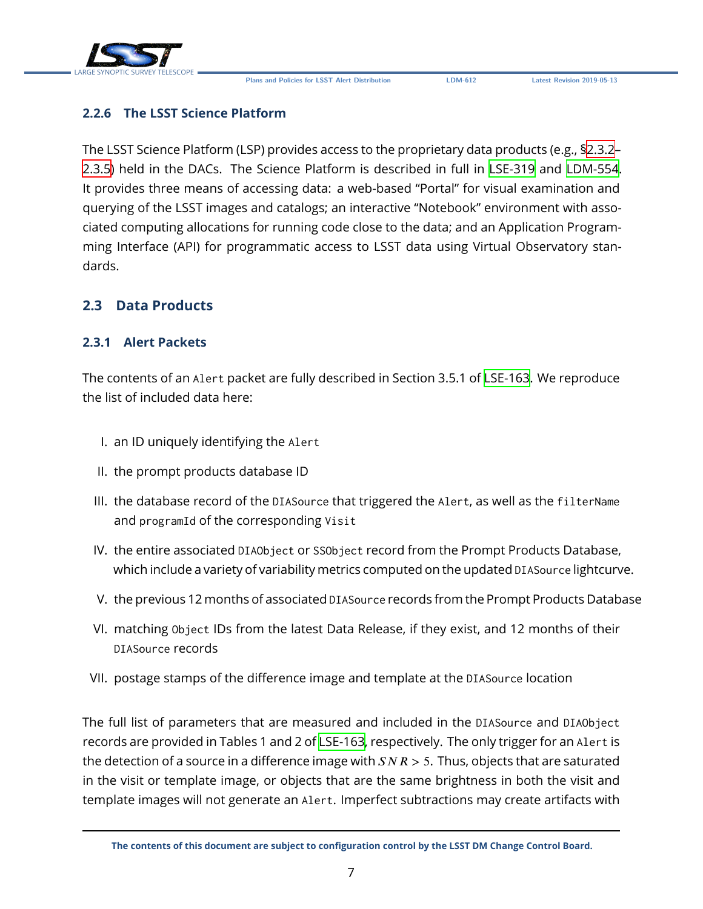### 2.2.6 The LSST Science Platform

The LSST Science Platform (LSP) provides access to the proprietary data products (e.g., §2.3.2–2.3.5) held in the DACs. The Science Platform is described in full in LSE-319 and LDM-554. It provides three means of accessing data: a web-based "Portal" for visual examination and querying of the LSST images and catalogs; an interactive "Notebook" environment with associated computing allocations for running code close to the data; and an Application Programming Interface (API) for programmatic access to LSST data using Virtual Observatory standards.

## 2.3 Data Products

### 2.3.1 Alert Packets

The contents of an `Alert` packet are fully described in Section 3.5.1 of LSE-163. We reproduce the list of included data here:

I. an ID uniquely identifying the `Alert`

II. the prompt products database ID

III. the database record of the `DIASource` that triggered the `Alert`, as well as the `filterName` and `programId` of the corresponding `Visit`

IV. the entire associated `DIAObject` or `SSObject` record from the Prompt Products Database, which include a variety of variability metrics computed on the updated `DIASource` lightcurve.

V. the previous 12 months of associated `DIASource` records from the Prompt Products Database

VI. matching `Object` IDs from the latest Data Release, if they exist, and 12 months of their `DIASource` records

VII. postage stamps of the difference image and template at the `DIASource` location

The full list of parameters that are measured and included in the `DIASource` and `DIAObject` records are provided in Tables 1 and 2 of LSE-163, respectively. The only trigger for an `Alert` is the detection of a source in a difference image with $SNR > 5$. Thus, objects that are saturated in the visit or template image, or objects that are the same brightness in both the visit and template images will not generate an `Alert`. Imperfect subtractions may create artifacts with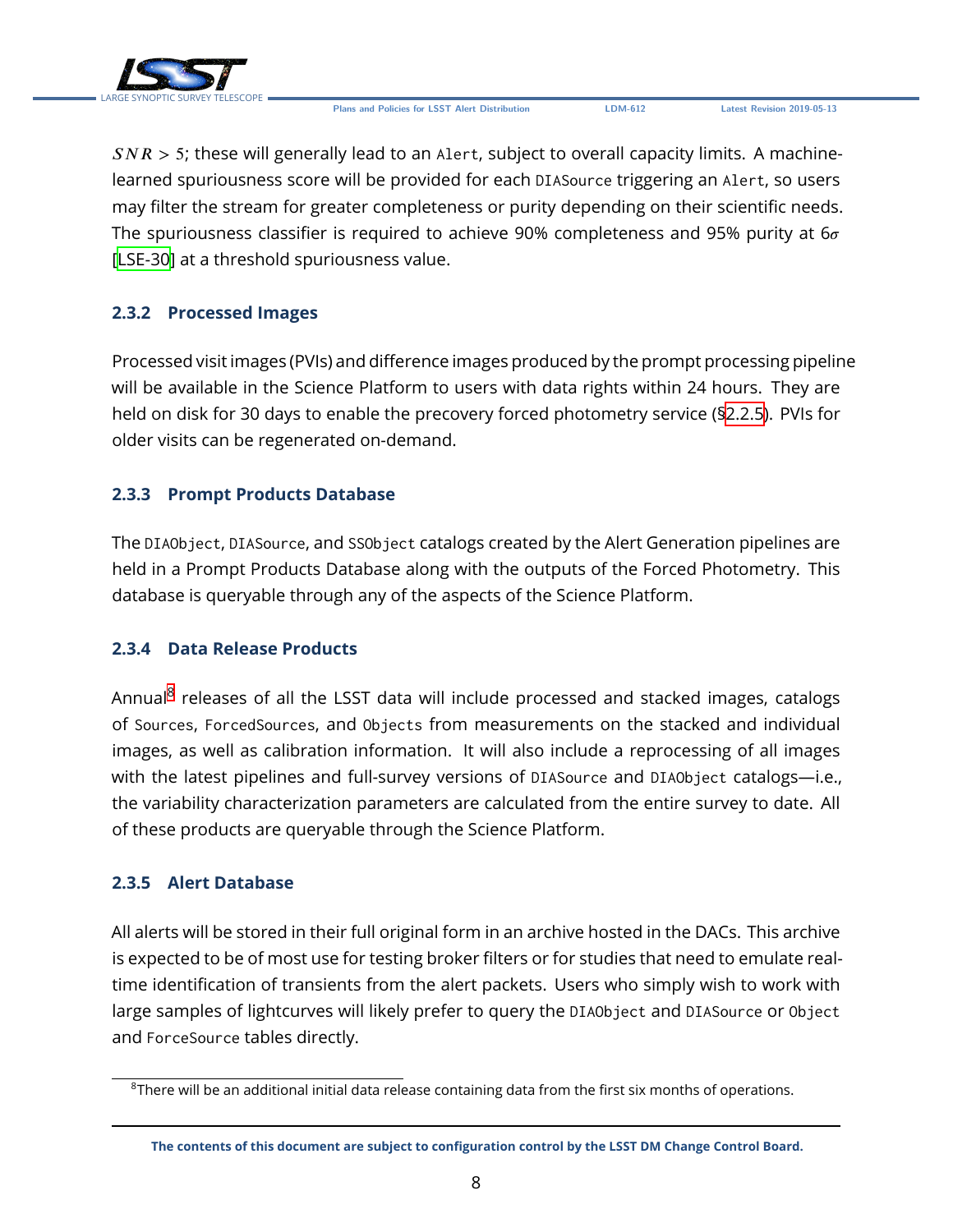$SNR > 5$; these will generally lead to an Alert, subject to overall capacity limits. A machine-learned spuriousness score will be provided for each DIASource triggering an Alert, so users may filter the stream for greater completeness or purity depending on their scientific needs. The spuriousness classifier is required to achieve 90% completeness and 95% purity at $6\sigma$ [LSE-30] at a threshold spuriousness value.

### 2.3.2 Processed Images

Processed visit images (PVIs) and difference images produced by the prompt processing pipeline will be available in the Science Platform to users with data rights within 24 hours. They are held on disk for 30 days to enable the precovery forced photometry service (§2.2.5). PVIs for older visits can be regenerated on-demand.

### 2.3.3 Prompt Products Database

The DIAObject, DIASource, and SSObject catalogs created by the Alert Generation pipelines are held in a Prompt Products Database along with the outputs of the Forced Photometry. This database is queryable through any of the aspects of the Science Platform.

### 2.3.4 Data Release Products

Annual[8] releases of all the LSST data will include processed and stacked images, catalogs of Sources, ForcedSources, and Objects from measurements on the stacked and individual images, as well as calibration information. It will also include a reprocessing of all images with the latest pipelines and full-survey versions of DIASource and DIAObject catalogs—i.e., the variability characterization parameters are calculated from the entire survey to date. All of these products are queryable through the Science Platform.

### 2.3.5 Alert Database

All alerts will be stored in their full original form in an archive hosted in the DACs. This archive is expected to be of most use for testing broker filters or for studies that need to emulate real-time identification of transients from the alert packets. Users who simply wish to work with large samples of lightcurves will likely prefer to query the DIAObject and DIASource or Object and ForceSource tables directly.

[8] There will be an additional initial data release containing data from the first six months of operations.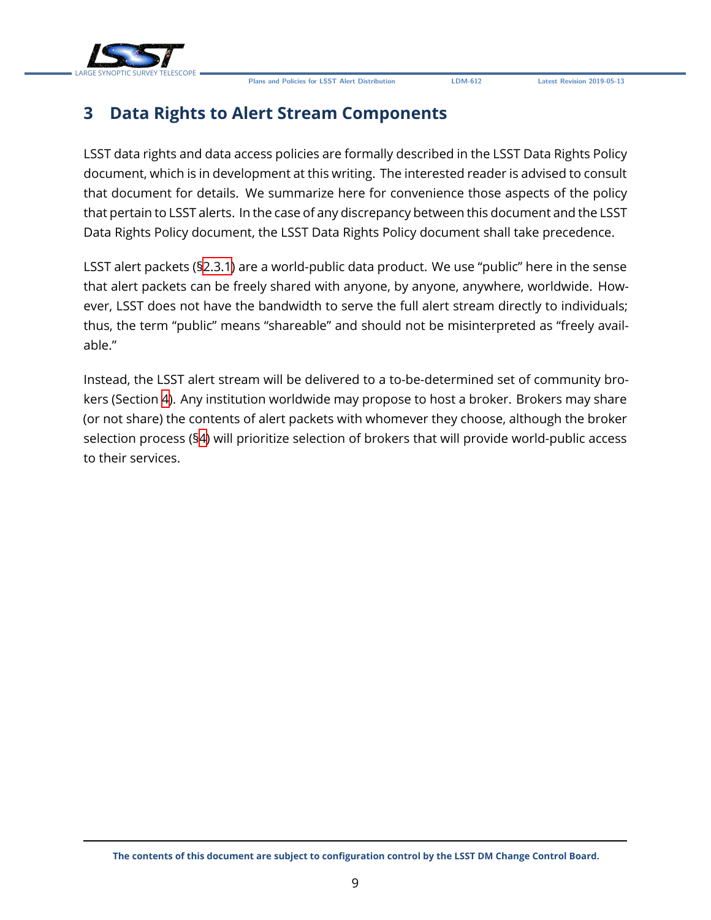# 3 Data Rights to Alert Stream Components

LSST data rights and data access policies are formally described in the LSST Data Rights Policy document, which is in development at this writing. The interested reader is advised to consult that document for details. We summarize here for convenience those aspects of the policy that pertain to LSST alerts. In the case of any discrepancy between this document and the LSST Data Rights Policy document, the LSST Data Rights Policy document shall take precedence.

LSST alert packets (§2.3.1) are a world-public data product. We use "public" here in the sense that alert packets can be freely shared with anyone, by anyone, anywhere, worldwide. However, LSST does not have the bandwidth to serve the full alert stream directly to individuals; thus, the term "public" means "shareable" and should not be misinterpreted as "freely available."

Instead, the LSST alert stream will be delivered to a to-be-determined set of community brokers (Section 4). Any institution worldwide may propose to host a broker. Brokers may share (or not share) the contents of alert packets with whomever they choose, although the broker selection process (§4) will prioritize selection of brokers that will provide world-public access to their services.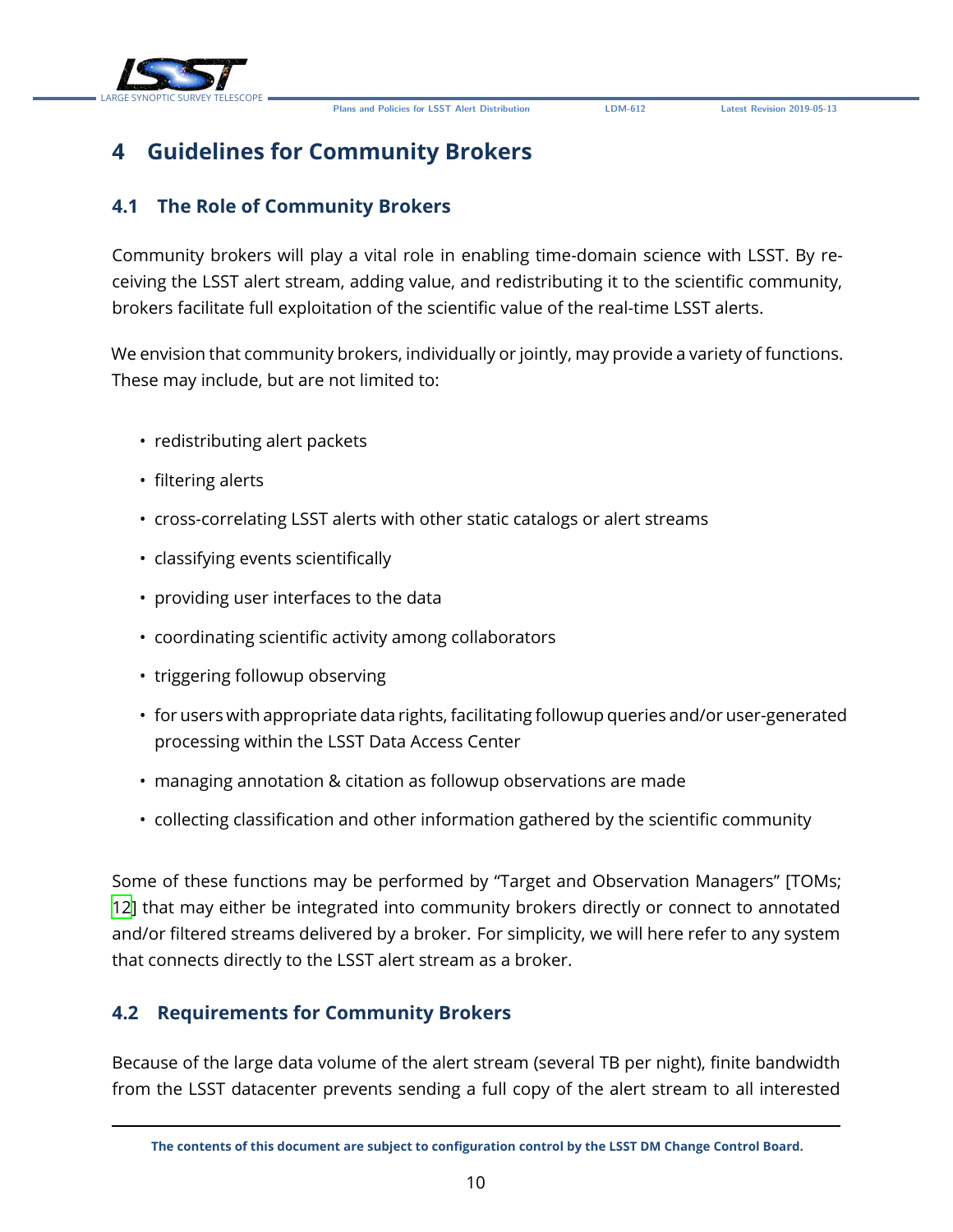# 4 Guidelines for Community Brokers

## 4.1 The Role of Community Brokers

Community brokers will play a vital role in enabling time-domain science with LSST. By receiving the LSST alert stream, adding value, and redistributing it to the scientific community, brokers facilitate full exploitation of the scientific value of the real-time LSST alerts.

We envision that community brokers, individually or jointly, may provide a variety of functions. These may include, but are not limited to:

- redistributing alert packets
- filtering alerts
- cross-correlating LSST alerts with other static catalogs or alert streams
- classifying events scientifically
- providing user interfaces to the data
- coordinating scientific activity among collaborators
- triggering followup observing
- for users with appropriate data rights, facilitating followup queries and/or user-generated processing within the LSST Data Access Center
- managing annotation & citation as followup observations are made
- collecting classification and other information gathered by the scientific community

Some of these functions may be performed by "Target and Observation Managers" [TOMs; 12] that may either be integrated into community brokers directly or connect to annotated and/or filtered streams delivered by a broker. For simplicity, we will here refer to any system that connects directly to the LSST alert stream as a broker.

## 4.2 Requirements for Community Brokers

Because of the large data volume of the alert stream (several TB per night), finite bandwidth from the LSST datacenter prevents sending a full copy of the alert stream to all interested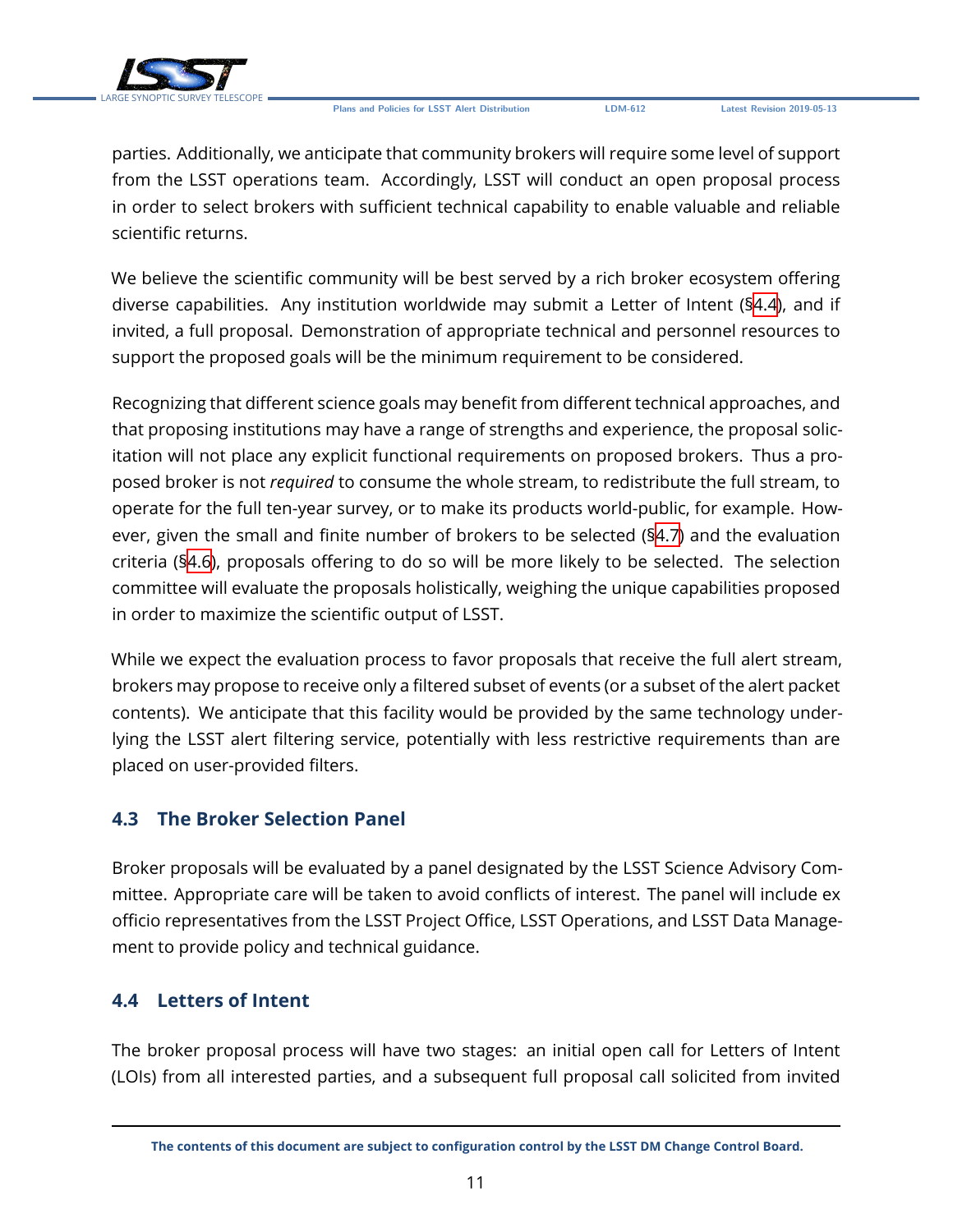parties. Additionally, we anticipate that community brokers will require some level of support from the LSST operations team. Accordingly, LSST will conduct an open proposal process in order to select brokers with sufficient technical capability to enable valuable and reliable scientific returns.

We believe the scientific community will be best served by a rich broker ecosystem offering diverse capabilities. Any institution worldwide may submit a Letter of Intent (§4.4), and if invited, a full proposal. Demonstration of appropriate technical and personnel resources to support the proposed goals will be the minimum requirement to be considered.

Recognizing that different science goals may benefit from different technical approaches, and that proposing institutions may have a range of strengths and experience, the proposal solicitation will not place any explicit functional requirements on proposed brokers. Thus a proposed broker is not *required* to consume the whole stream, to redistribute the full stream, to operate for the full ten-year survey, or to make its products world-public, for example. However, given the small and finite number of brokers to be selected (§4.7) and the evaluation criteria (§4.6), proposals offering to do so will be more likely to be selected. The selection committee will evaluate the proposals holistically, weighing the unique capabilities proposed in order to maximize the scientific output of LSST.

While we expect the evaluation process to favor proposals that receive the full alert stream, brokers may propose to receive only a filtered subset of events (or a subset of the alert packet contents). We anticipate that this facility would be provided by the same technology underlying the LSST alert filtering service, potentially with less restrictive requirements than are placed on user-provided filters.

## 4.3 The Broker Selection Panel

Broker proposals will be evaluated by a panel designated by the LSST Science Advisory Committee. Appropriate care will be taken to avoid conflicts of interest. The panel will include ex officio representatives from the LSST Project Office, LSST Operations, and LSST Data Management to provide policy and technical guidance.

## 4.4 Letters of Intent

The broker proposal process will have two stages: an initial open call for Letters of Intent (LOIs) from all interested parties, and a subsequent full proposal call solicited from invited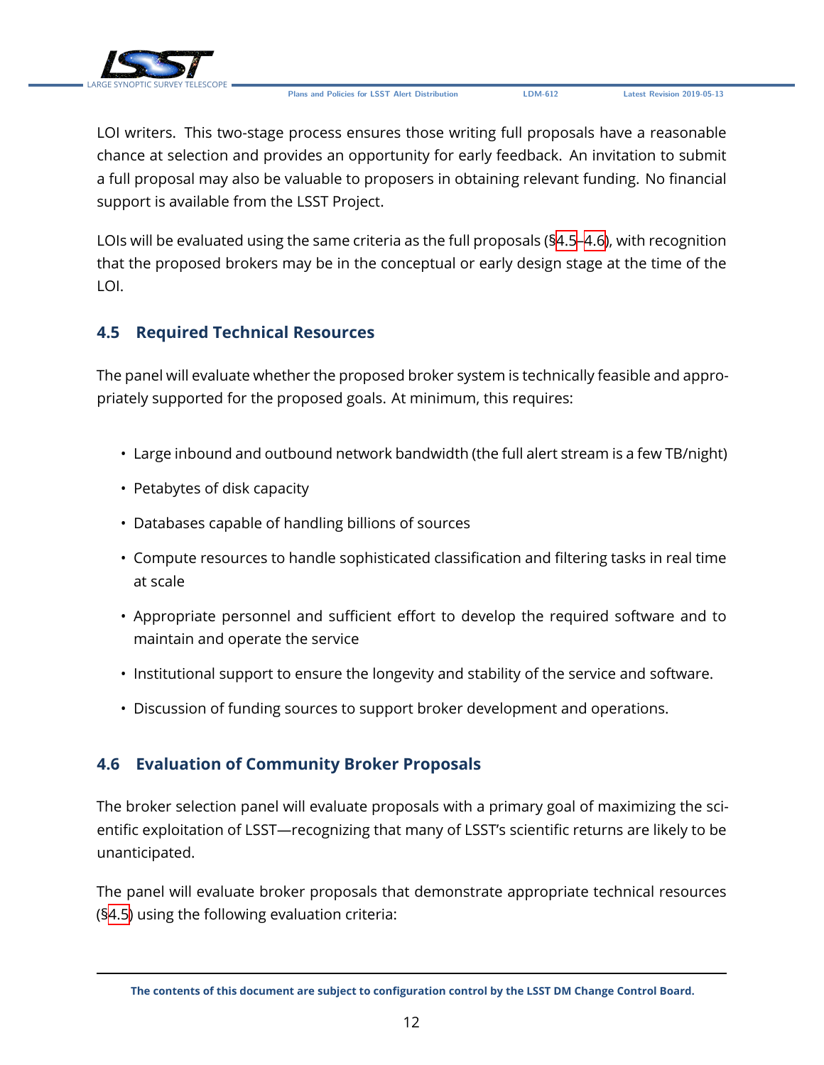LOI writers. This two-stage process ensures those writing full proposals have a reasonable chance at selection and provides an opportunity for early feedback. An invitation to submit a full proposal may also be valuable to proposers in obtaining relevant funding. No financial support is available from the LSST Project.

LOIs will be evaluated using the same criteria as the full proposals (§4.5–4.6), with recognition that the proposed brokers may be in the conceptual or early design stage at the time of the LOI.

### 4.5 Required Technical Resources

The panel will evaluate whether the proposed broker system is technically feasible and appropriately supported for the proposed goals. At minimum, this requires:

- Large inbound and outbound network bandwidth (the full alert stream is a few TB/night)
- Petabytes of disk capacity
- Databases capable of handling billions of sources
- Compute resources to handle sophisticated classification and filtering tasks in real time at scale
- Appropriate personnel and sufficient effort to develop the required software and to maintain and operate the service
- Institutional support to ensure the longevity and stability of the service and software.
- Discussion of funding sources to support broker development and operations.

### 4.6 Evaluation of Community Broker Proposals

The broker selection panel will evaluate proposals with a primary goal of maximizing the scientific exploitation of LSST—recognizing that many of LSST's scientific returns are likely to be unanticipated.

The panel will evaluate broker proposals that demonstrate appropriate technical resources (§4.5) using the following evaluation criteria: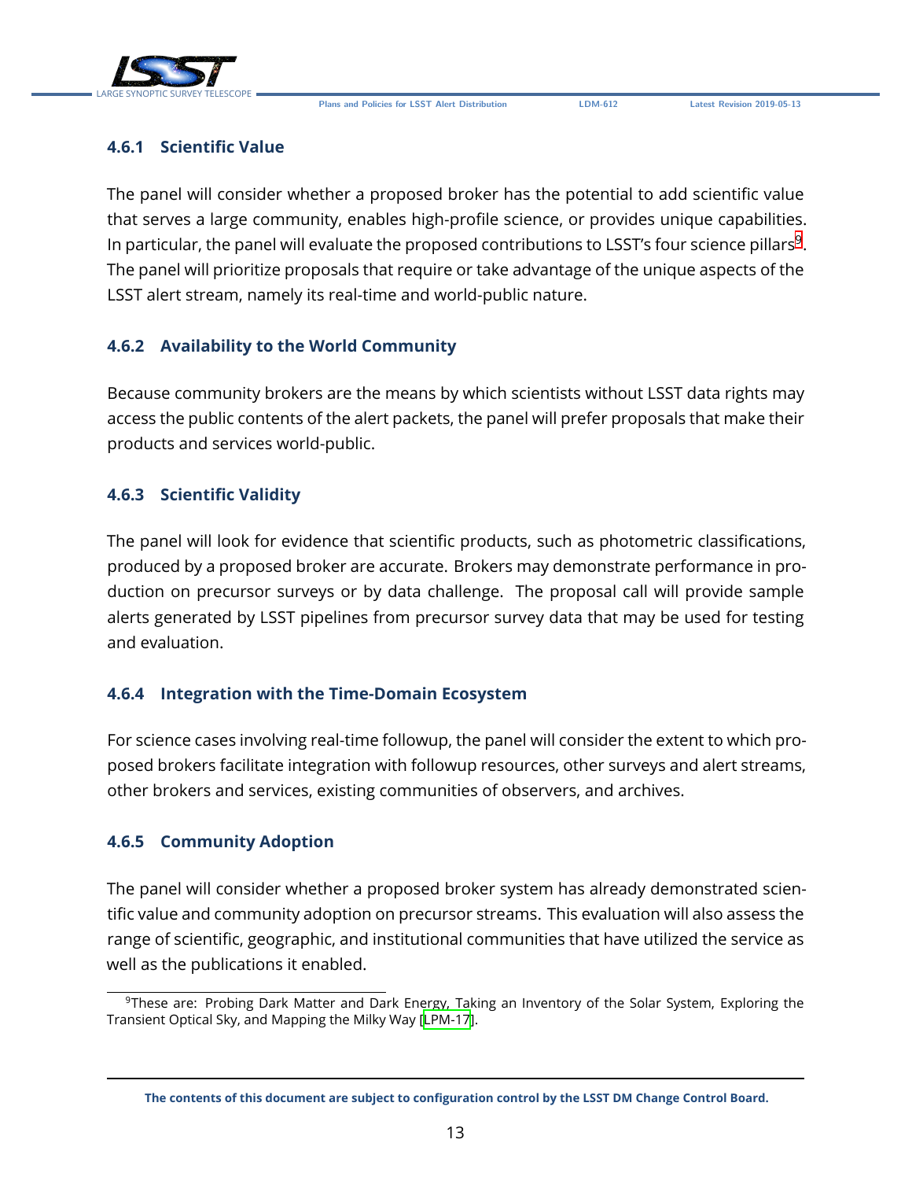#### 4.6.1 Scientific Value

The panel will consider whether a proposed broker has the potential to add scientific value that serves a large community, enables high-profile science, or provides unique capabilities. In particular, the panel will evaluate the proposed contributions to LSST's four science pillars[9]. The panel will prioritize proposals that require or take advantage of the unique aspects of the LSST alert stream, namely its real-time and world-public nature.

#### 4.6.2 Availability to the World Community

Because community brokers are the means by which scientists without LSST data rights may access the public contents of the alert packets, the panel will prefer proposals that make their products and services world-public.

#### 4.6.3 Scientific Validity

The panel will look for evidence that scientific products, such as photometric classifications, produced by a proposed broker are accurate. Brokers may demonstrate performance in production on precursor surveys or by data challenge. The proposal call will provide sample alerts generated by LSST pipelines from precursor survey data that may be used for testing and evaluation.

#### 4.6.4 Integration with the Time-Domain Ecosystem

For science cases involving real-time followup, the panel will consider the extent to which proposed brokers facilitate integration with followup resources, other surveys and alert streams, other brokers and services, existing communities of observers, and archives.

#### 4.6.5 Community Adoption

The panel will consider whether a proposed broker system has already demonstrated scientific value and community adoption on precursor streams. This evaluation will also assess the range of scientific, geographic, and institutional communities that have utilized the service as well as the publications it enabled.

---

[9] These are: Probing Dark Matter and Dark Energy, Taking an Inventory of the Solar System, Exploring the Transient Optical Sky, and Mapping the Milky Way [LPM-17].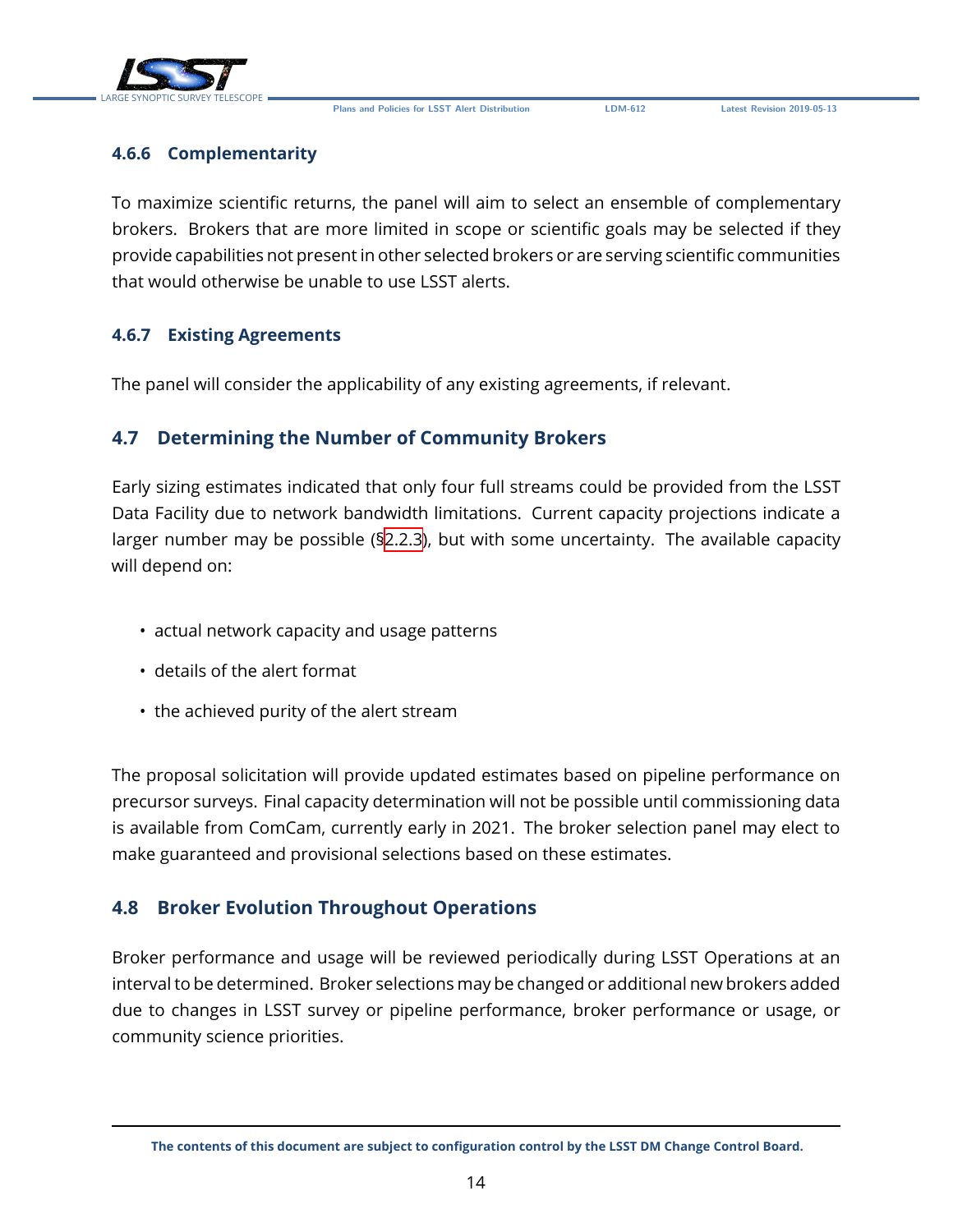#### 4.6.6 Complementarity

To maximize scientific returns, the panel will aim to select an ensemble of complementary brokers. Brokers that are more limited in scope or scientific goals may be selected if they provide capabilities not present in other selected brokers or are serving scientific communities that would otherwise be unable to use LSST alerts.

#### 4.6.7 Existing Agreements

The panel will consider the applicability of any existing agreements, if relevant.

### 4.7 Determining the Number of Community Brokers

Early sizing estimates indicated that only four full streams could be provided from the LSST Data Facility due to network bandwidth limitations. Current capacity projections indicate a larger number may be possible (§2.2.3), but with some uncertainty. The available capacity will depend on:

- actual network capacity and usage patterns
- details of the alert format
- the achieved purity of the alert stream

The proposal solicitation will provide updated estimates based on pipeline performance on precursor surveys. Final capacity determination will not be possible until commissioning data is available from ComCam, currently early in 2021. The broker selection panel may elect to make guaranteed and provisional selections based on these estimates.

### 4.8 Broker Evolution Throughout Operations

Broker performance and usage will be reviewed periodically during LSST Operations at an interval to be determined. Broker selections may be changed or additional new brokers added due to changes in LSST survey or pipeline performance, broker performance or usage, or community science priorities.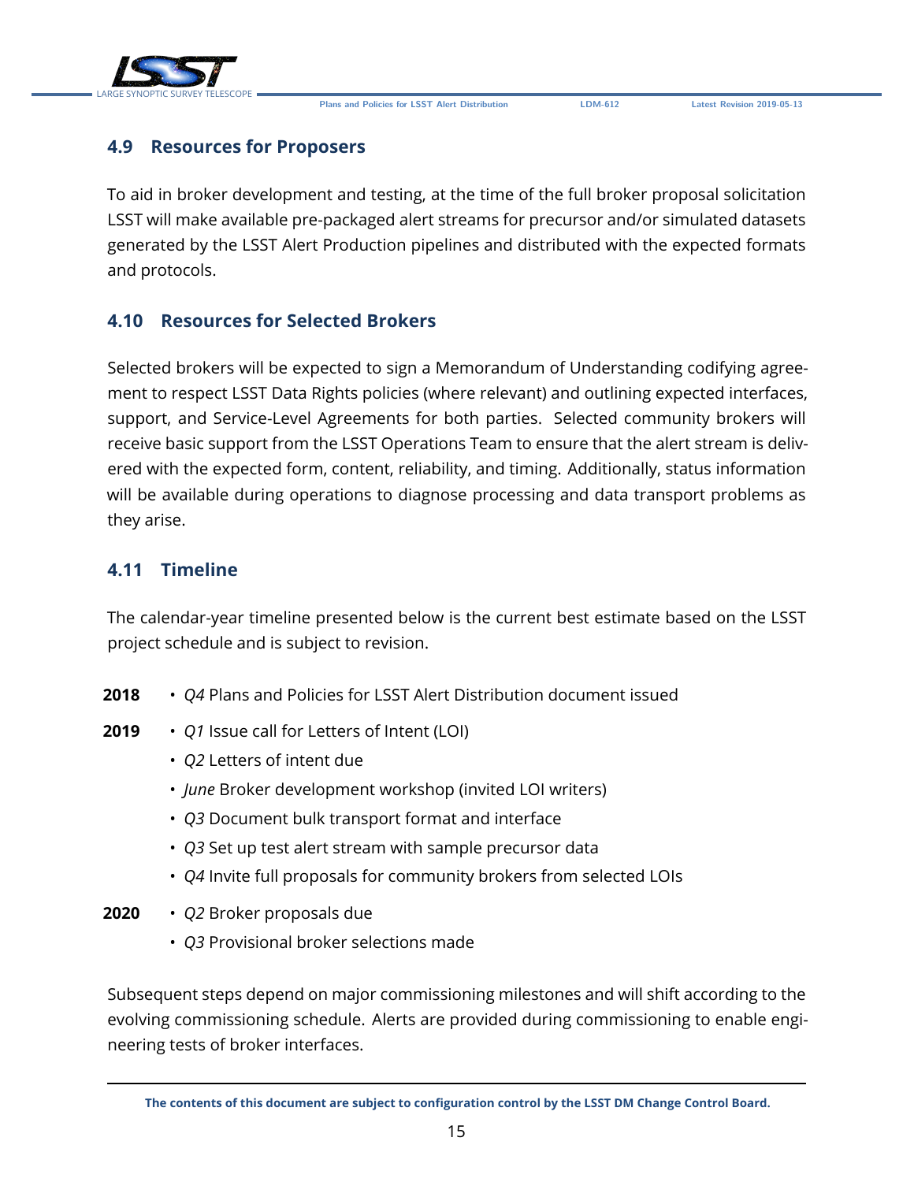## 4.9 Resources for Proposers

To aid in broker development and testing, at the time of the full broker proposal solicitation LSST will make available pre-packaged alert streams for precursor and/or simulated datasets generated by the LSST Alert Production pipelines and distributed with the expected formats and protocols.

## 4.10 Resources for Selected Brokers

Selected brokers will be expected to sign a Memorandum of Understanding codifying agreement to respect LSST Data Rights policies (where relevant) and outlining expected interfaces, support, and Service-Level Agreements for both parties. Selected community brokers will receive basic support from the LSST Operations Team to ensure that the alert stream is delivered with the expected form, content, reliability, and timing. Additionally, status information will be available during operations to diagnose processing and data transport problems as they arise.

## 4.11 Timeline

The calendar-year timeline presented below is the current best estimate based on the LSST project schedule and is subject to revision.

**2018**
- *Q4* Plans and Policies for LSST Alert Distribution document issued

**2019**
- *Q1* Issue call for Letters of Intent (LOI)
- *Q2* Letters of intent due
- *June* Broker development workshop (invited LOI writers)
- *Q3* Document bulk transport format and interface
- *Q3* Set up test alert stream with sample precursor data
- *Q4* Invite full proposals for community brokers from selected LOIs

**2020**
- *Q2* Broker proposals due
- *Q3* Provisional broker selections made

Subsequent steps depend on major commissioning milestones and will shift according to the evolving commissioning schedule. Alerts are provided during commissioning to enable engineering tests of broker interfaces.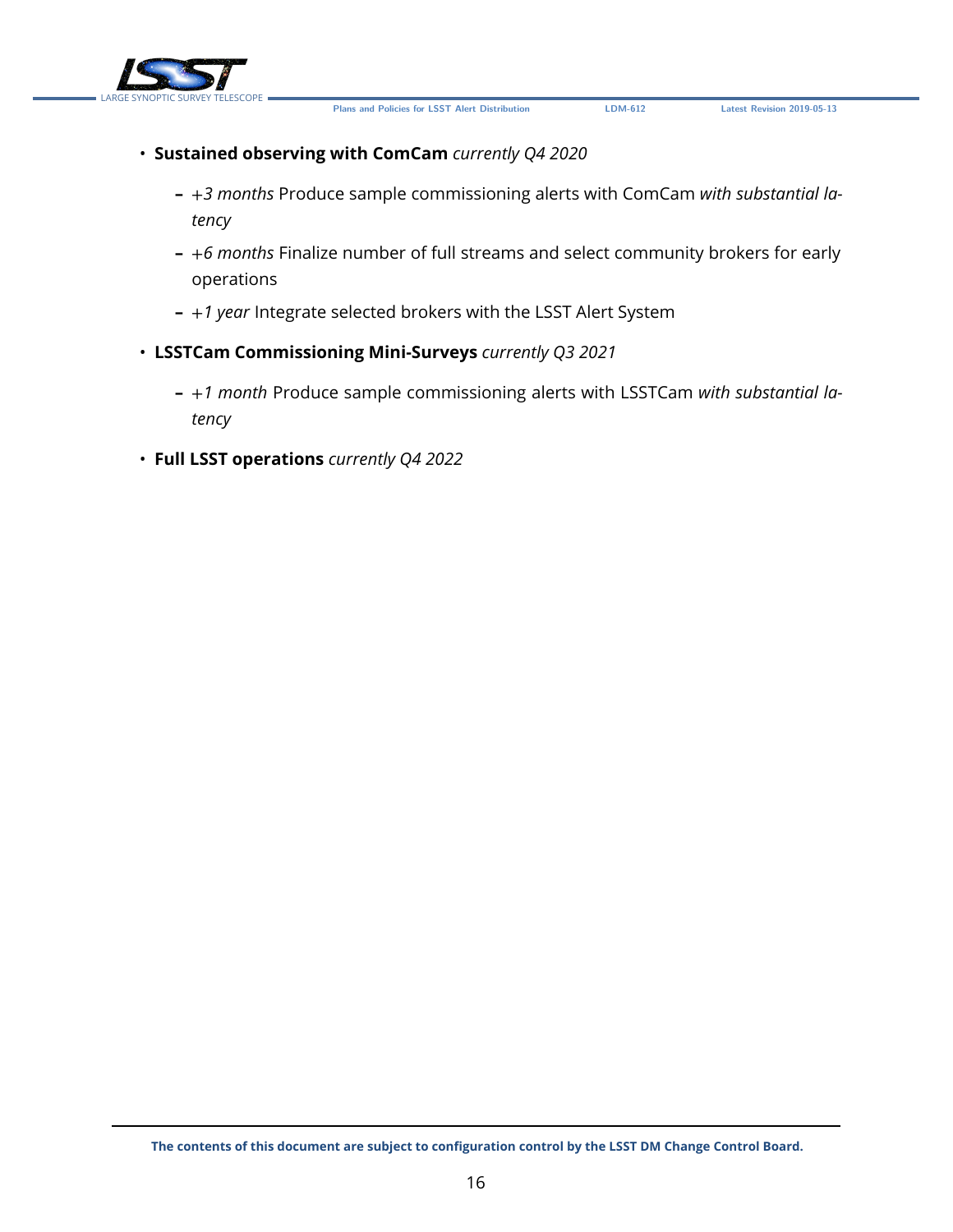- **Sustained observing with ComCam** *currently Q4 2020*
  - *+3 months* Produce sample commissioning alerts with ComCam *with substantial latency*
  - *+6 months* Finalize number of full streams and select community brokers for early operations
  - *+1 year* Integrate selected brokers with the LSST Alert System
- **LSSTCam Commissioning Mini-Surveys** *currently Q3 2021*
  - *+1 month* Produce sample commissioning alerts with LSSTCam *with substantial latency*
- **Full LSST operations** *currently Q4 2022*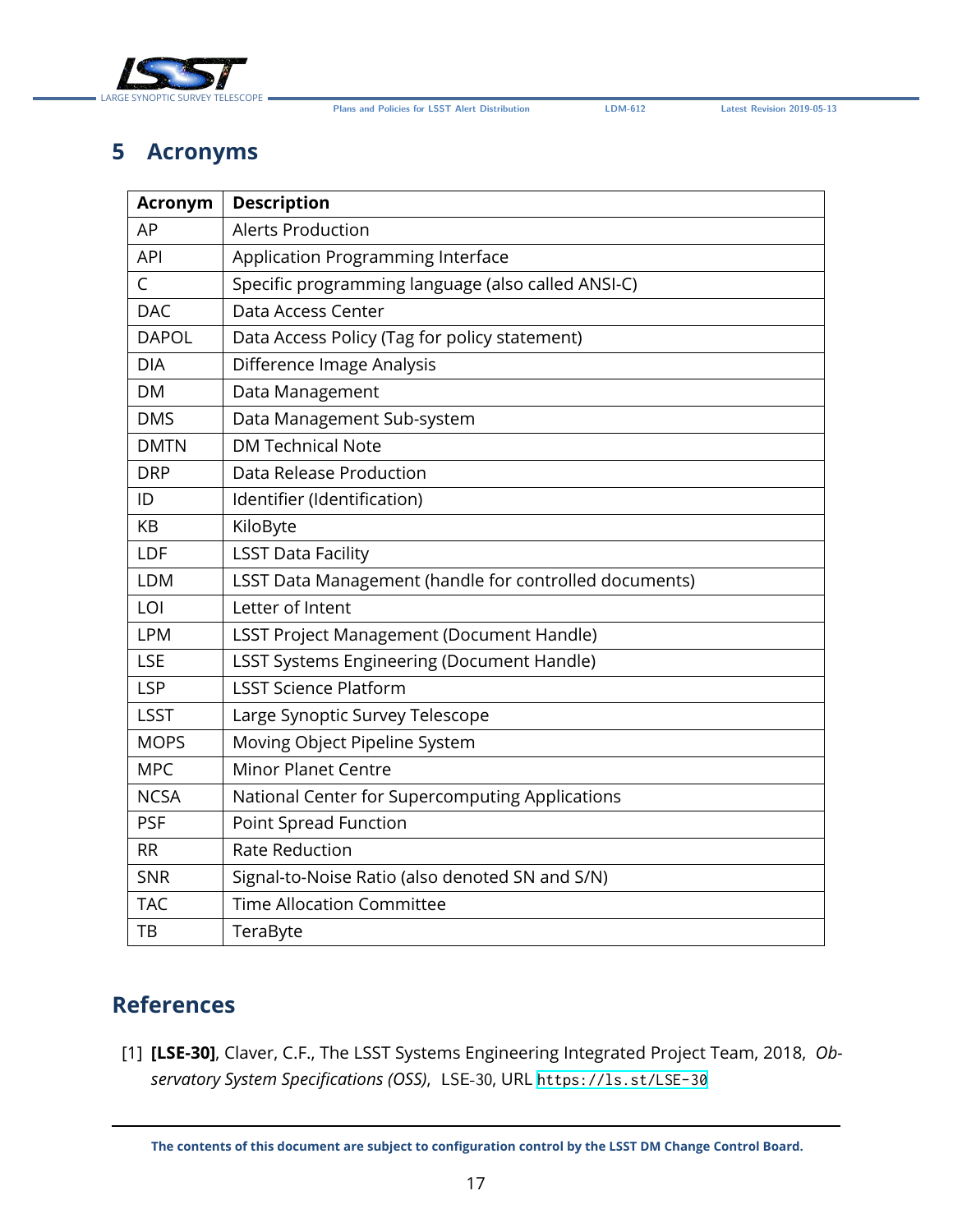# 5 Acronyms

| Acronym | Description |
|---|---|
| AP | Alerts Production |
| API | Application Programming Interface |
| C | Specific programming language (also called ANSI-C) |
| DAC | Data Access Center |
| DAPOL | Data Access Policy (Tag for policy statement) |
| DIA | Difference Image Analysis |
| DM | Data Management |
| DMS | Data Management Sub-system |
| DMTN | DM Technical Note |
| DRP | Data Release Production |
| ID | Identifier (Identification) |
| KB | KiloByte |
| LDF | LSST Data Facility |
| LDM | LSST Data Management (handle for controlled documents) |
| LOI | Letter of Intent |
| LPM | LSST Project Management (Document Handle) |
| LSE | LSST Systems Engineering (Document Handle) |
| LSP | LSST Science Platform |
| LSST | Large Synoptic Survey Telescope |
| MOPS | Moving Object Pipeline System |
| MPC | Minor Planet Centre |
| NCSA | National Center for Supercomputing Applications |
| PSF | Point Spread Function |
| RR | Rate Reduction |
| SNR | Signal-to-Noise Ratio (also denoted SN and S/N) |
| TAC | Time Allocation Committee |
| TB | TeraByte |

# References

[1] **[LSE-30]**, Claver, C.F., The LSST Systems Engineering Integrated Project Team, 2018, *Observatory System Specifications (OSS)*, LSE-30, URL https://ls.st/LSE-30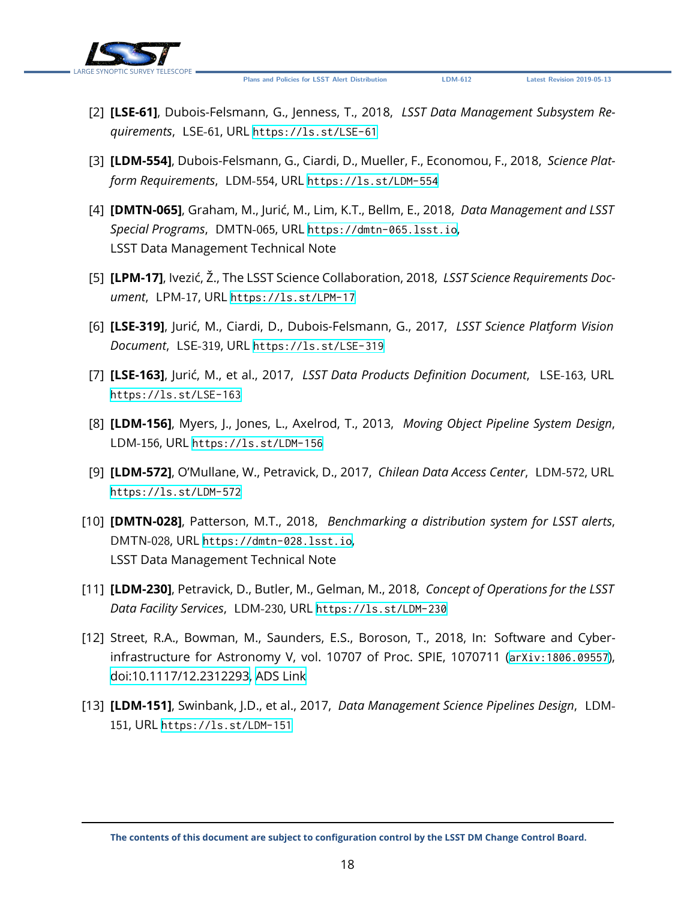[2] **[LSE-61]**, Dubois-Felsmann, G., Jenness, T., 2018, *LSST Data Management Subsystem Requirements*, LSE-61, URL https://ls.st/LSE-61

[3] **[LDM-554]**, Dubois-Felsmann, G., Ciardi, D., Mueller, F., Economou, F., 2018, *Science Platform Requirements*, LDM-554, URL https://ls.st/LDM-554

[4] **[DMTN-065]**, Graham, M., Jurić, M., Lim, K.T., Bellm, E., 2018, *Data Management and LSST Special Programs*, DMTN-065, URL https://dmtn-065.lsst.io, LSST Data Management Technical Note

[5] **[LPM-17]**, Ivezić, Ž., The LSST Science Collaboration, 2018, *LSST Science Requirements Document*, LPM-17, URL https://ls.st/LPM-17

[6] **[LSE-319]**, Jurić, M., Ciardi, D., Dubois-Felsmann, G., 2017, *LSST Science Platform Vision Document*, LSE-319, URL https://ls.st/LSE-319

[7] **[LSE-163]**, Jurić, M., et al., 2017, *LSST Data Products Definition Document*, LSE-163, URL https://ls.st/LSE-163

[8] **[LDM-156]**, Myers, J., Jones, L., Axelrod, T., 2013, *Moving Object Pipeline System Design*, LDM-156, URL https://ls.st/LDM-156

[9] **[LDM-572]**, O'Mullane, W., Petravick, D., 2017, *Chilean Data Access Center*, LDM-572, URL https://ls.st/LDM-572

[10] **[DMTN-028]**, Patterson, M.T., 2018, *Benchmarking a distribution system for LSST alerts*, DMTN-028, URL https://dmtn-028.lsst.io, LSST Data Management Technical Note

[11] **[LDM-230]**, Petravick, D., Butler, M., Gelman, M., 2018, *Concept of Operations for the LSST Data Facility Services*, LDM-230, URL https://ls.st/LDM-230

[12] Street, R.A., Bowman, M., Saunders, E.S., Boroson, T., 2018, In: Software and Cyberinfrastructure for Astronomy V, vol. 10707 of Proc. SPIE, 1070711 (arXiv:1806.09557), doi:10.1117/12.2312293, ADS Link

[13] **[LDM-151]**, Swinbank, J.D., et al., 2017, *Data Management Science Pipelines Design*, LDM-151, URL https://ls.st/LDM-151